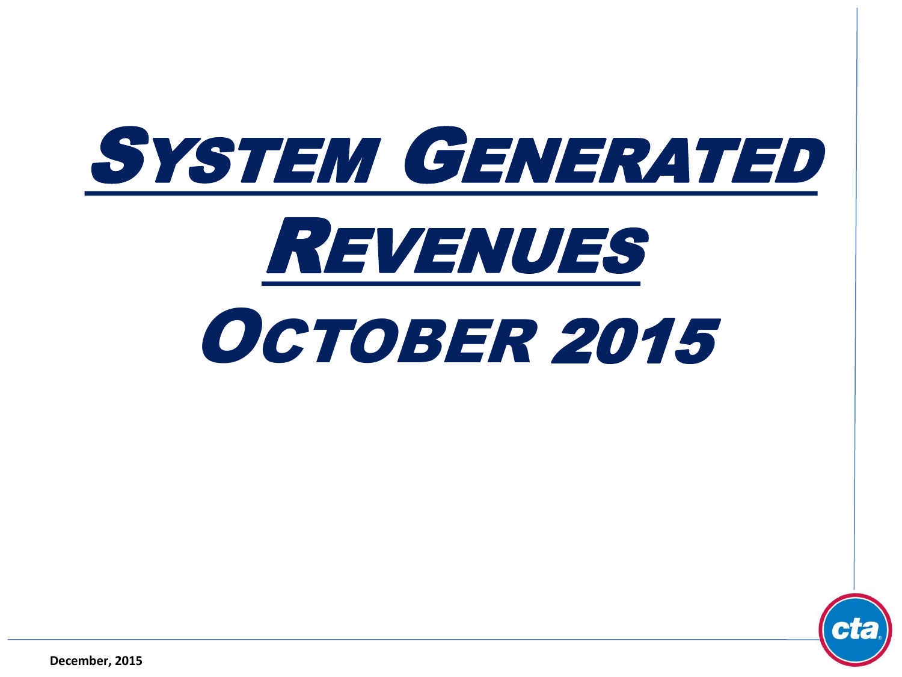# System Generated Revenues

# October 2015

December, 2015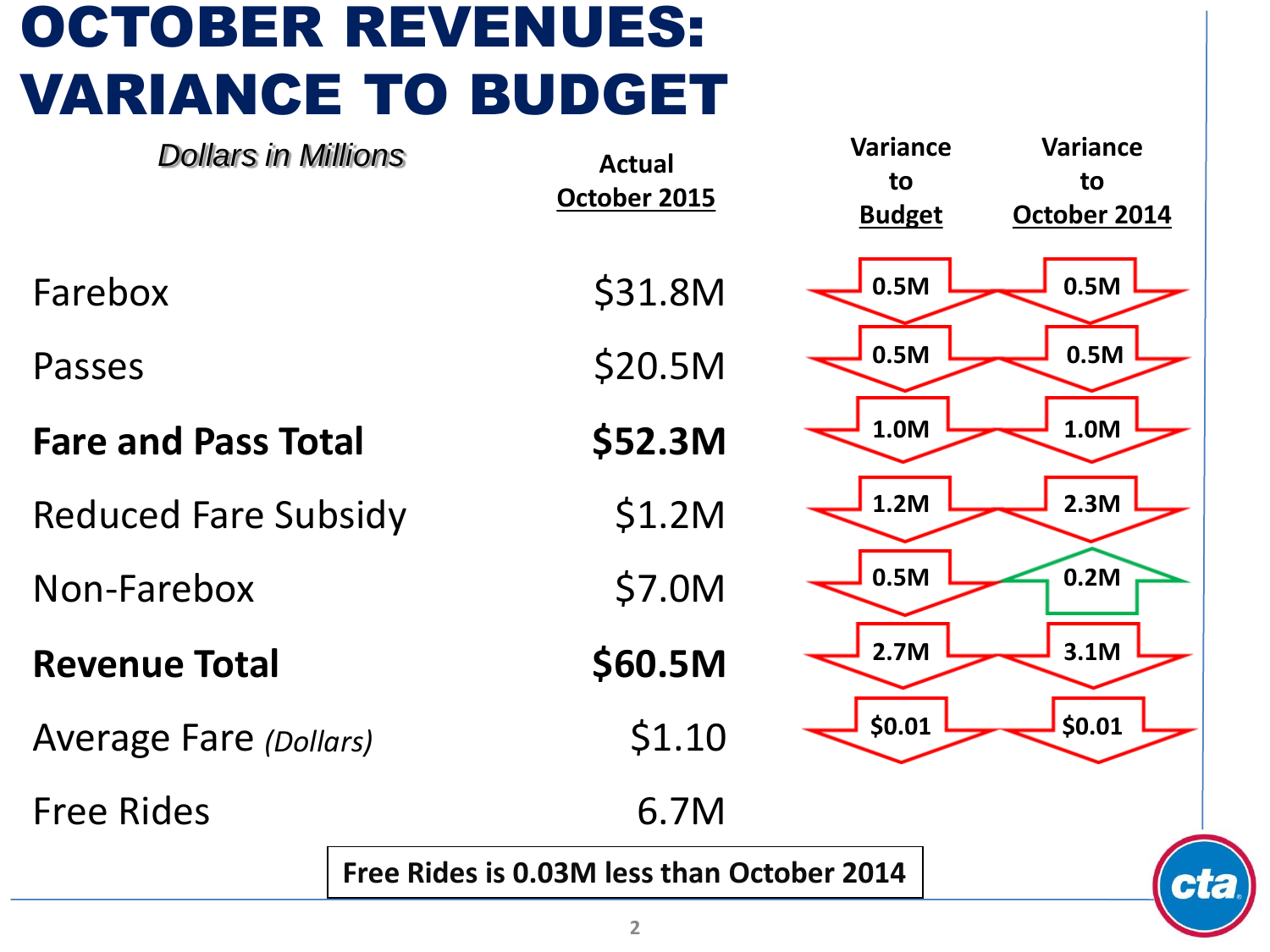# OCTOBER REVENUES: VARIANCE TO BUDGET

*Dollars in Millions*

| | Actual October 2015 | Variance to Budget | Variance to October 2014 |
|---|---|---|---|
| Farebox | $31.8M | ▼ 0.5M | ▼ 0.5M |
| Passes | $20.5M | ▼ 0.5M | ▼ 0.5M |
| **Fare and Pass Total** | **$52.3M** | ▼ 1.0M | ▼ 1.0M |
| Reduced Fare Subsidy | $1.2M | ▼ 1.2M | ▼ 2.3M |
| Non-Farebox | $7.0M | ▼ 0.5M | ▲ 0.2M |
| **Revenue Total** | **$60.5M** | ▼ 2.7M | ▼ 3.1M |
| Average Fare *(Dollars)* | $1.10 | ▼ $0.01 | ▼ $0.01 |
| Free Rides | 6.7M | | |

**Free Rides is 0.03M less than October 2014**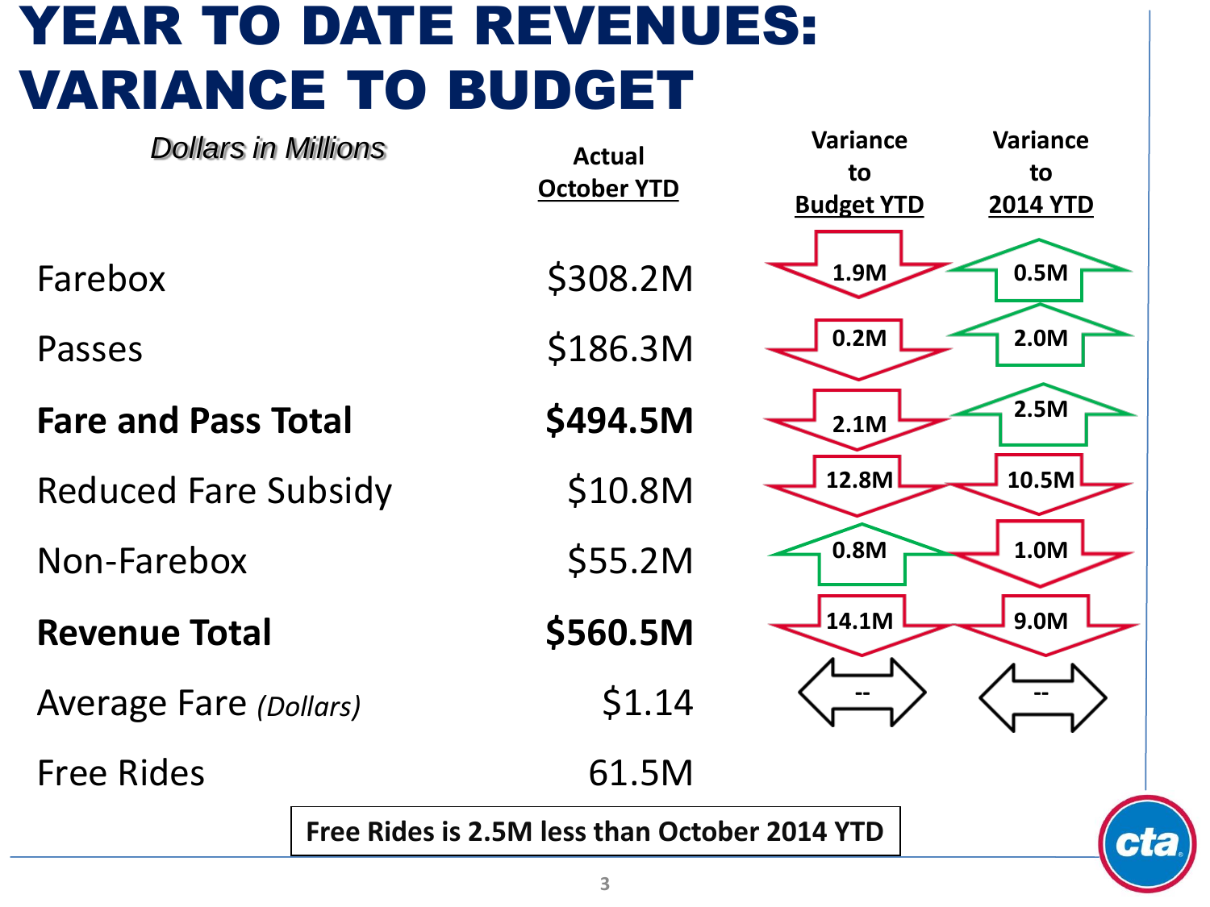# YEAR TO DATE REVENUES: VARIANCE TO BUDGET

| *Dollars in Millions* | Actual October YTD | Variance to Budget YTD | Variance to 2014 YTD |
|---|---|---|---|
| Farebox | $308.2M | 1.9M (down) | 0.5M (up) |
| Passes | $186.3M | 0.2M (down) | 2.0M (up) |
| **Fare and Pass Total** | **$494.5M** | 2.1M (down) | 2.5M (up) |
| Reduced Fare Subsidy | $10.8M | 12.8M (down) | 10.5M (down) |
| Non-Farebox | $55.2M | 0.8M (up) | 1.0M (down) |
| **Revenue Total** | **$560.5M** | 14.1M (down) | 9.0M (down) |
| Average Fare *(Dollars)* | $1.14 | -- | -- |
| Free Rides | 61.5M | | |

**Free Rides is 2.5M less than October 2014 YTD**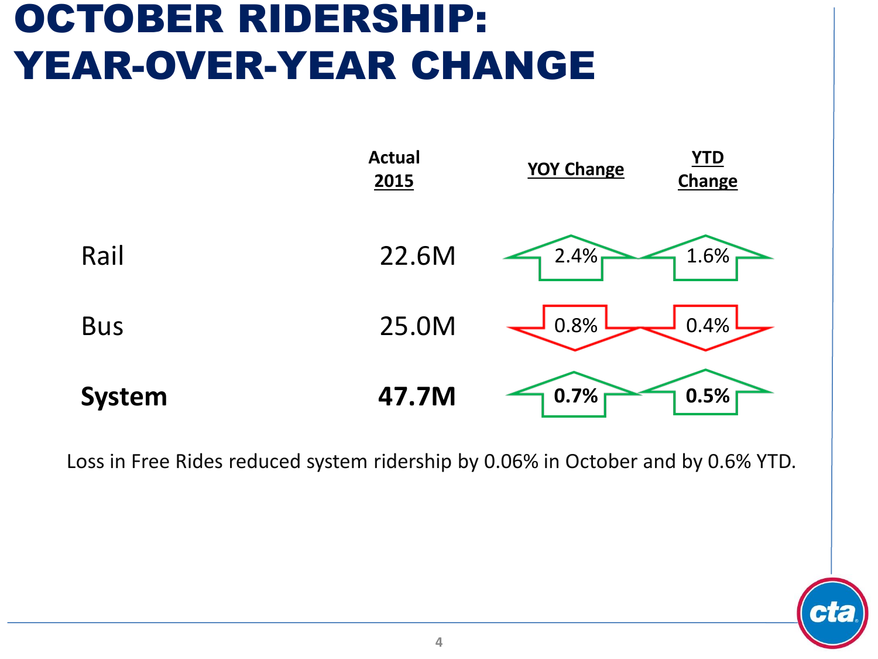# OCTOBER RIDERSHIP: YEAR-OVER-YEAR CHANGE

| | Actual 2015 | YOY Change | YTD Change |
|---|---|---|---|
| Rail | 22.6M | ▲ 2.4% | ▲ 1.6% |
| Bus | 25.0M | ▼ 0.8% | ▼ 0.4% |
| **System** | **47.7M** | **▲ 0.7%** | **▲ 0.5%** |

Loss in Free Rides reduced system ridership by 0.06% in October and by 0.6% YTD.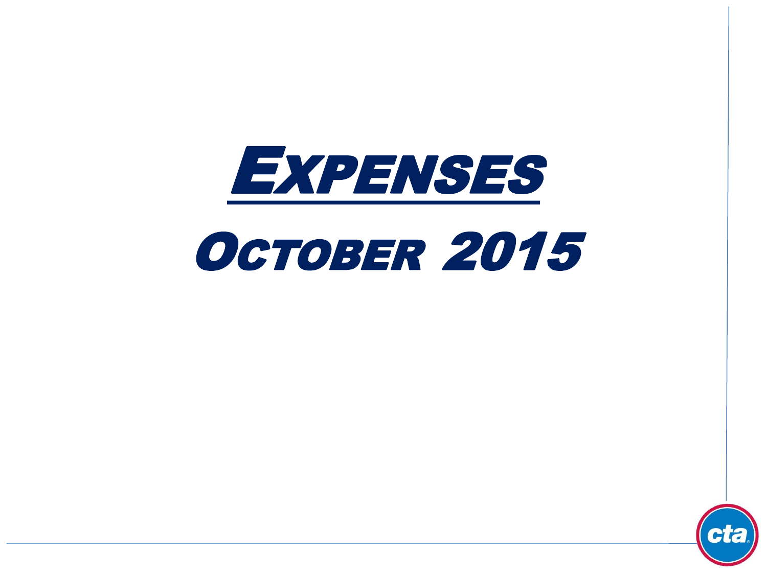# EXPENSES

## OCTOBER 2015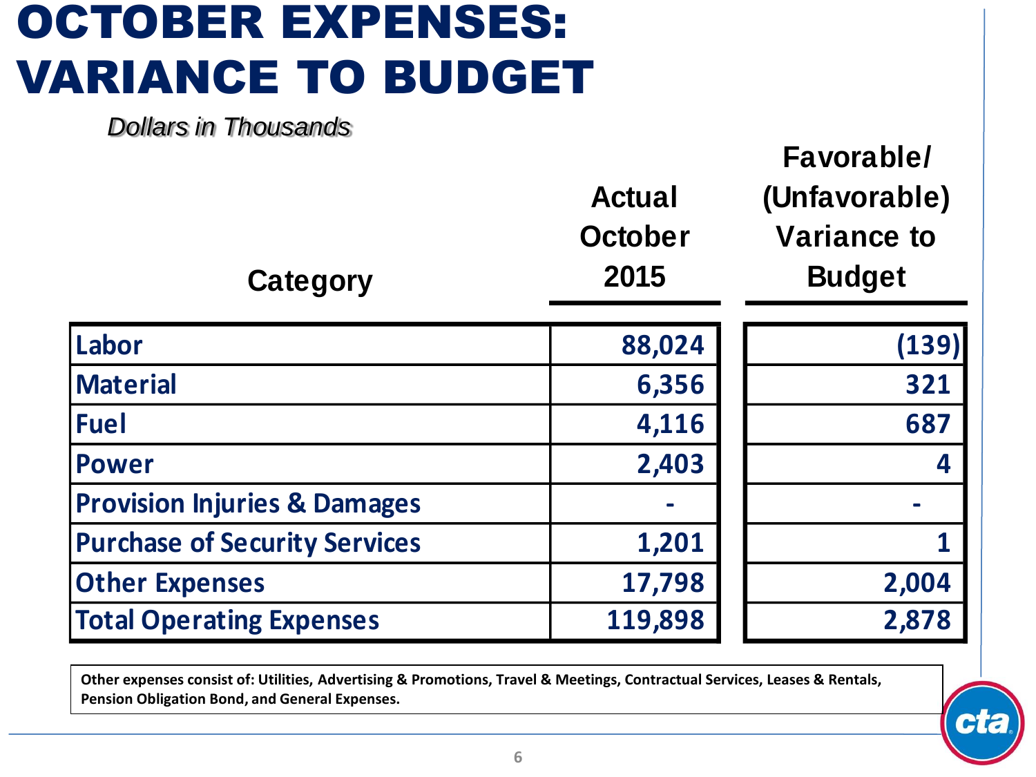# OCTOBER EXPENSES: VARIANCE TO BUDGET

*Dollars in Thousands*

| Category | Actual October 2015 | Favorable/ (Unfavorable) Variance to Budget |
|---|---|---|
| Labor | 88,024 | (139) |
| Material | 6,356 | 321 |
| Fuel | 4,116 | 687 |
| Power | 2,403 | 4 |
| Provision Injuries & Damages | - | - |
| Purchase of Security Services | 1,201 | 1 |
| Other Expenses | 17,798 | 2,004 |
| Total Operating Expenses | 119,898 | 2,878 |

**Other expenses consist of: Utilities, Advertising & Promotions, Travel & Meetings, Contractual Services, Leases & Rentals, Pension Obligation Bond, and General Expenses.**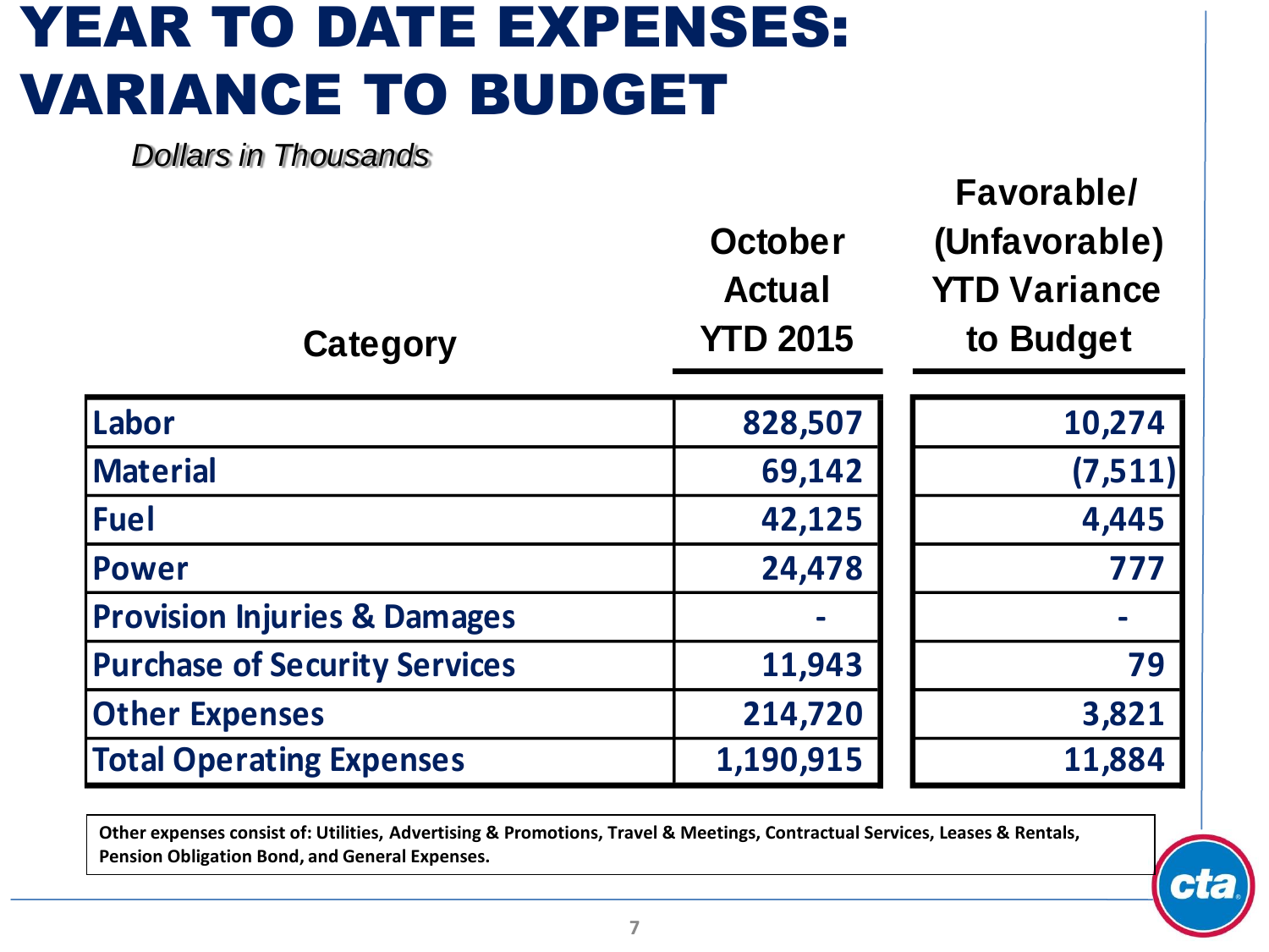# YEAR TO DATE EXPENSES: VARIANCE TO BUDGET

*Dollars in Thousands*

| Category | October Actual YTD 2015 | Favorable/ (Unfavorable) YTD Variance to Budget |
|---|---|---|
| Labor | 828,507 | 10,274 |
| Material | 69,142 | (7,511) |
| Fuel | 42,125 | 4,445 |
| Power | 24,478 | 777 |
| Provision Injuries & Damages | - | - |
| Purchase of Security Services | 11,943 | 79 |
| Other Expenses | 214,720 | 3,821 |
| Total Operating Expenses | 1,190,915 | 11,884 |

**Other expenses consist of: Utilities, Advertising & Promotions, Travel & Meetings, Contractual Services, Leases & Rentals, Pension Obligation Bond, and General Expenses.**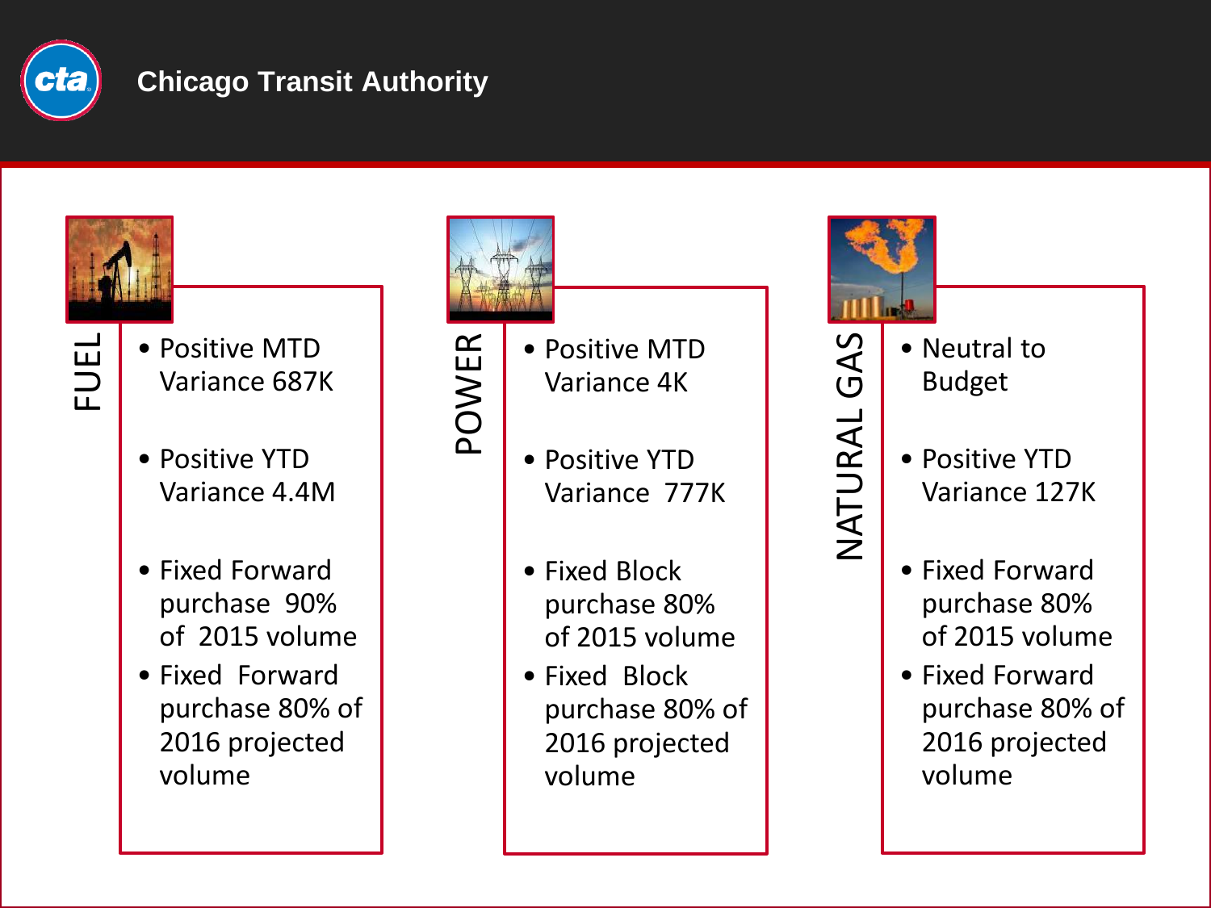# Chicago Transit Authority

## FUEL

- Positive MTD Variance 687K
- Positive YTD Variance 4.4M
- Fixed Forward purchase 90% of 2015 volume
- Fixed Forward purchase 80% of 2016 projected volume

## POWER

- Positive MTD Variance 4K
- Positive YTD Variance 777K
- Fixed Block purchase 80% of 2015 volume
- Fixed Block purchase 80% of 2016 projected volume

## NATURAL GAS

- Neutral to Budget
- Positive YTD Variance 127K
- Fixed Forward purchase 80% of 2015 volume
- Fixed Forward purchase 80% of 2016 projected volume